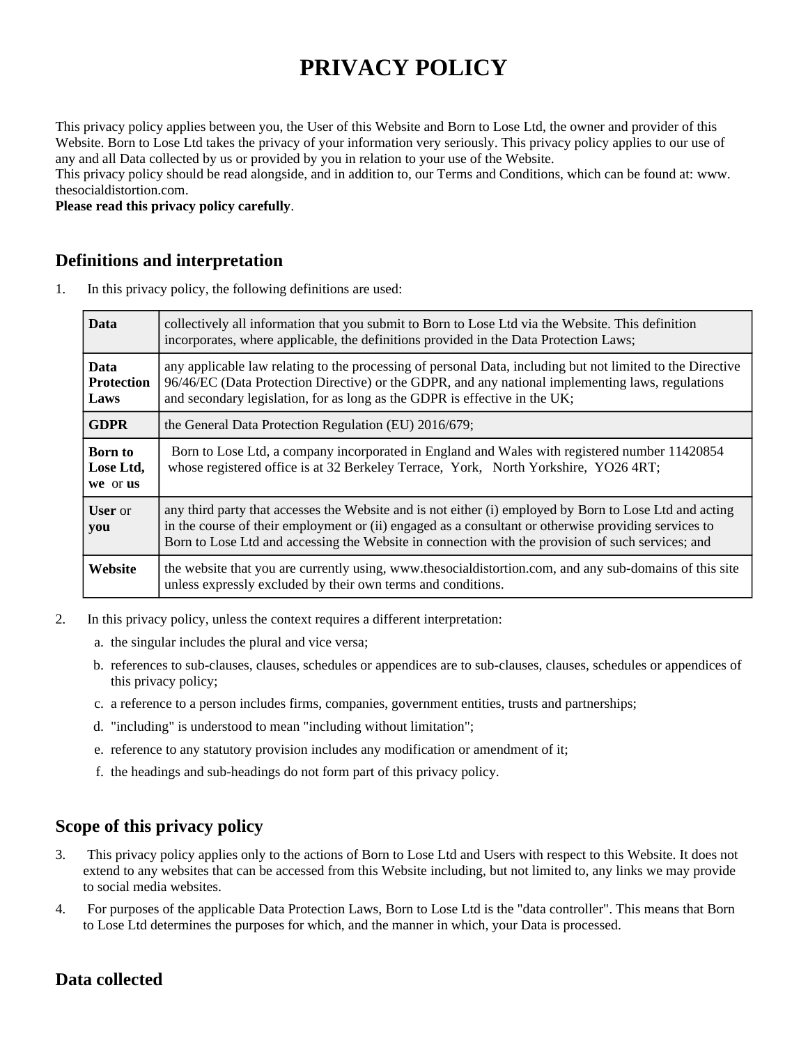# PRIVACY POLICY

This privacy policy applies between you, the User of this Website and Born to Lose Ltd, the owner and provider of this Website. Born to Lose Ltd takes the privacy of your information very seriously. This privacy policy applies to our use of any and all Data collected by us or provided by you in relation to your use of the Website.

This privacy policy should be read alongside, and in addition to, our Terms and Conditions, which can be found at: www. thesocialdistortion.com.

**Please read this privacy policy carefully**.

## Definitions and interpretation

1. In this privacy policy, the following definitions are used:

| | |
|---|---|
| **Data** | collectively all information that you submit to Born to Lose Ltd via the Website. This definition incorporates, where applicable, the definitions provided in the Data Protection Laws; |
| **Data Protection Laws** | any applicable law relating to the processing of personal Data, including but not limited to the Directive 96/46/EC (Data Protection Directive) or the GDPR, and any national implementing laws, regulations and secondary legislation, for as long as the GDPR is effective in the UK; |
| **GDPR** | the General Data Protection Regulation (EU) 2016/679; |
| **Born to Lose Ltd, we** or **us** | Born to Lose Ltd, a company incorporated in England and Wales with registered number 11420854 whose registered office is at 32 Berkeley Terrace, York, North Yorkshire, YO26 4RT; |
| **User** or **you** | any third party that accesses the Website and is not either (i) employed by Born to Lose Ltd and acting in the course of their employment or (ii) engaged as a consultant or otherwise providing services to Born to Lose Ltd and accessing the Website in connection with the provision of such services; and |
| **Website** | the website that you are currently using, www.thesocialdistortion.com, and any sub-domains of this site unless expressly excluded by their own terms and conditions. |

2. In this privacy policy, unless the context requires a different interpretation:
   a. the singular includes the plural and vice versa;
   b. references to sub-clauses, clauses, schedules or appendices are to sub-clauses, clauses, schedules or appendices of this privacy policy;
   c. a reference to a person includes firms, companies, government entities, trusts and partnerships;
   d. "including" is understood to mean "including without limitation";
   e. reference to any statutory provision includes any modification or amendment of it;
   f. the headings and sub-headings do not form part of this privacy policy.

## Scope of this privacy policy

3. This privacy policy applies only to the actions of Born to Lose Ltd and Users with respect to this Website. It does not extend to any websites that can be accessed from this Website including, but not limited to, any links we may provide to social media websites.
4. For purposes of the applicable Data Protection Laws, Born to Lose Ltd is the "data controller". This means that Born to Lose Ltd determines the purposes for which, and the manner in which, your Data is processed.

## Data collected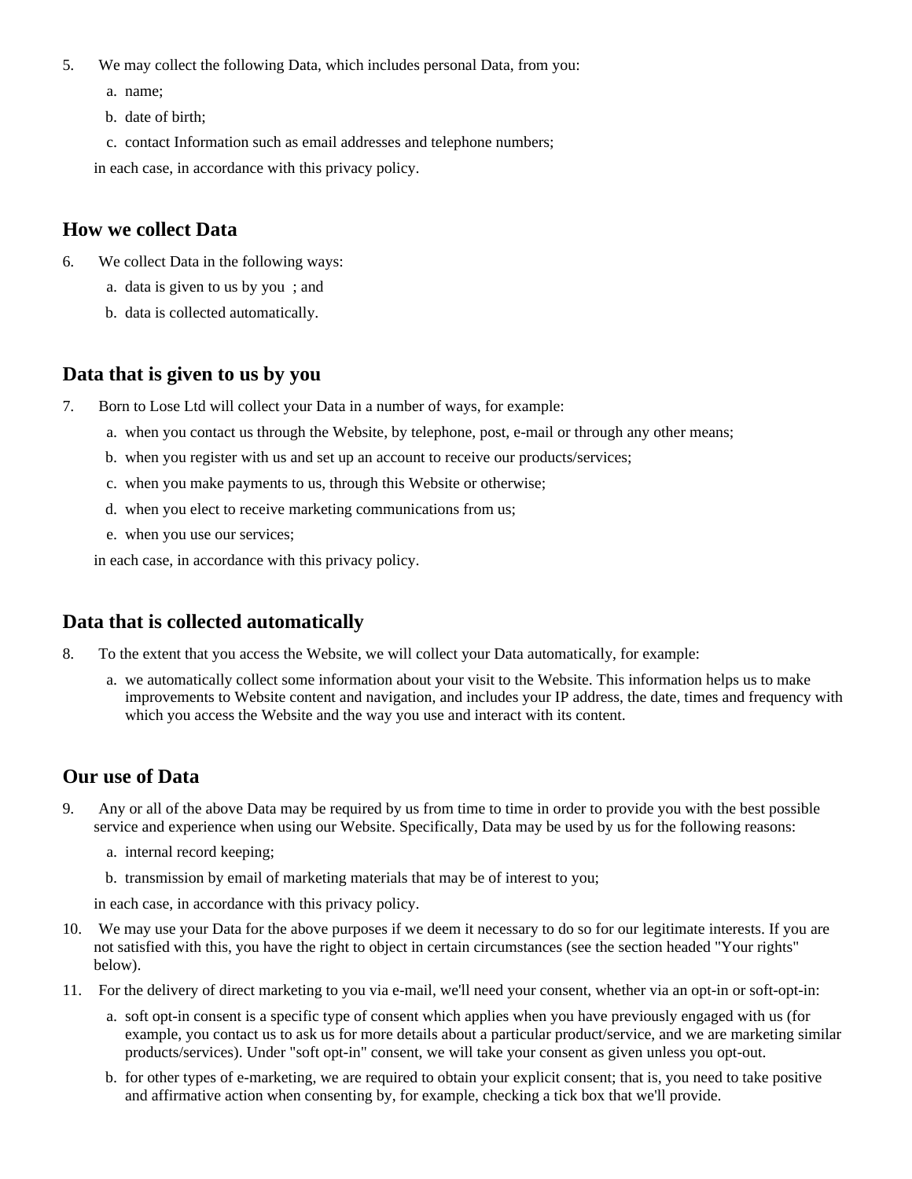5. We may collect the following Data, which includes personal Data, from you:
    a. name;
    b. date of birth;
    c. contact Information such as email addresses and telephone numbers;

    in each case, in accordance with this privacy policy.

## How we collect Data

6. We collect Data in the following ways:
    a. data is given to us by you ; and
    b. data is collected automatically.

## Data that is given to us by you

7. Born to Lose Ltd will collect your Data in a number of ways, for example:
    a. when you contact us through the Website, by telephone, post, e-mail or through any other means;
    b. when you register with us and set up an account to receive our products/services;
    c. when you make payments to us, through this Website or otherwise;
    d. when you elect to receive marketing communications from us;
    e. when you use our services;

    in each case, in accordance with this privacy policy.

## Data that is collected automatically

8. To the extent that you access the Website, we will collect your Data automatically, for example:
    a. we automatically collect some information about your visit to the Website. This information helps us to make improvements to Website content and navigation, and includes your IP address, the date, times and frequency with which you access the Website and the way you use and interact with its content.

## Our use of Data

9. Any or all of the above Data may be required by us from time to time in order to provide you with the best possible service and experience when using our Website. Specifically, Data may be used by us for the following reasons:
    a. internal record keeping;
    b. transmission by email of marketing materials that may be of interest to you;

    in each case, in accordance with this privacy policy.
10. We may use your Data for the above purposes if we deem it necessary to do so for our legitimate interests. If you are not satisfied with this, you have the right to object in certain circumstances (see the section headed "Your rights" below).
11. For the delivery of direct marketing to you via e-mail, we'll need your consent, whether via an opt-in or soft-opt-in:
    a. soft opt-in consent is a specific type of consent which applies when you have previously engaged with us (for example, you contact us to ask us for more details about a particular product/service, and we are marketing similar products/services). Under "soft opt-in" consent, we will take your consent as given unless you opt-out.
    b. for other types of e-marketing, we are required to obtain your explicit consent; that is, you need to take positive and affirmative action when consenting by, for example, checking a tick box that we'll provide.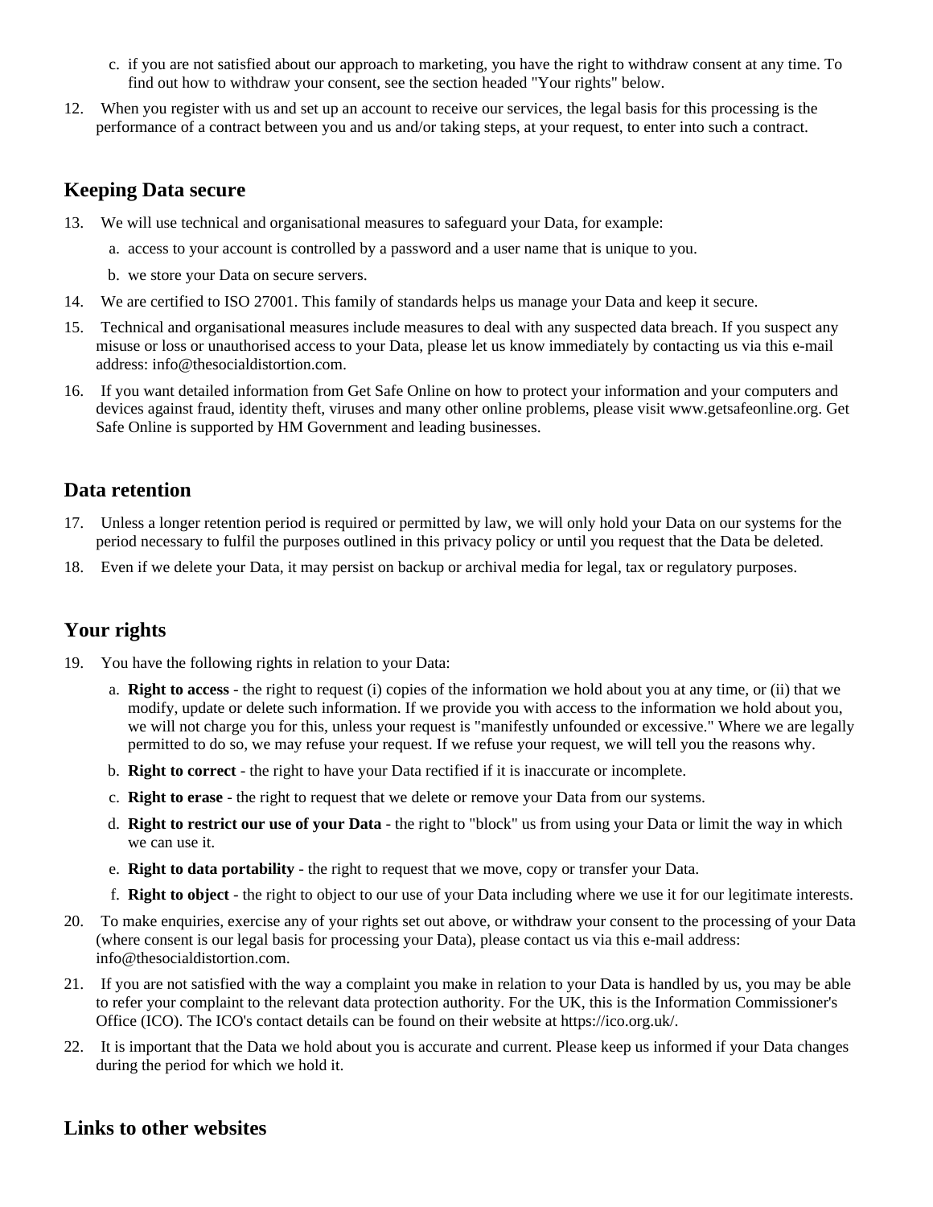c. if you are not satisfied about our approach to marketing, you have the right to withdraw consent at any time. To find out how to withdraw your consent, see the section headed "Your rights" below.

12. When you register with us and set up an account to receive our services, the legal basis for this processing is the performance of a contract between you and us and/or taking steps, at your request, to enter into such a contract.

## Keeping Data secure

13. We will use technical and organisational measures to safeguard your Data, for example:

    a. access to your account is controlled by a password and a user name that is unique to you.

    b. we store your Data on secure servers.

14. We are certified to ISO 27001. This family of standards helps us manage your Data and keep it secure.

15. Technical and organisational measures include measures to deal with any suspected data breach. If you suspect any misuse or loss or unauthorised access to your Data, please let us know immediately by contacting us via this e-mail address: info@thesocialdistortion.com.

16. If you want detailed information from Get Safe Online on how to protect your information and your computers and devices against fraud, identity theft, viruses and many other online problems, please visit www.getsafeonline.org. Get Safe Online is supported by HM Government and leading businesses.

## Data retention

17. Unless a longer retention period is required or permitted by law, we will only hold your Data on our systems for the period necessary to fulfil the purposes outlined in this privacy policy or until you request that the Data be deleted.

18. Even if we delete your Data, it may persist on backup or archival media for legal, tax or regulatory purposes.

## Your rights

19. You have the following rights in relation to your Data:

    a. **Right to access** - the right to request (i) copies of the information we hold about you at any time, or (ii) that we modify, update or delete such information. If we provide you with access to the information we hold about you, we will not charge you for this, unless your request is "manifestly unfounded or excessive." Where we are legally permitted to do so, we may refuse your request. If we refuse your request, we will tell you the reasons why.

    b. **Right to correct** - the right to have your Data rectified if it is inaccurate or incomplete.

    c. **Right to erase** - the right to request that we delete or remove your Data from our systems.

    d. **Right to restrict our use of your Data** - the right to "block" us from using your Data or limit the way in which we can use it.

    e. **Right to data portability** - the right to request that we move, copy or transfer your Data.

    f. **Right to object** - the right to object to our use of your Data including where we use it for our legitimate interests.

20. To make enquiries, exercise any of your rights set out above, or withdraw your consent to the processing of your Data (where consent is our legal basis for processing your Data), please contact us via this e-mail address: info@thesocialdistortion.com.

21. If you are not satisfied with the way a complaint you make in relation to your Data is handled by us, you may be able to refer your complaint to the relevant data protection authority. For the UK, this is the Information Commissioner's Office (ICO). The ICO's contact details can be found on their website at https://ico.org.uk/.

22. It is important that the Data we hold about you is accurate and current. Please keep us informed if your Data changes during the period for which we hold it.

## Links to other websites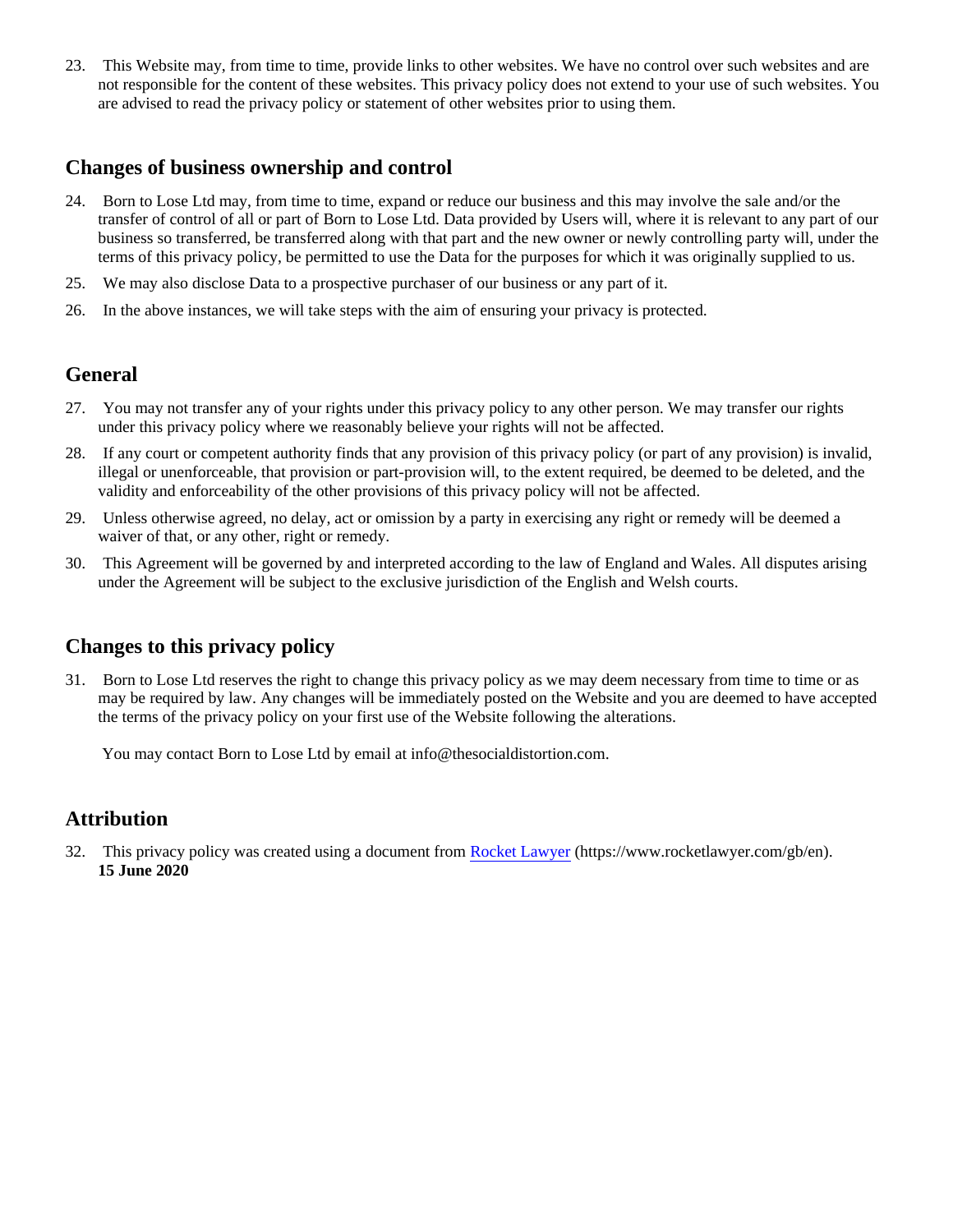23. This Website may, from time to time, provide links to other websites. We have no control over such websites and are not responsible for the content of these websites. This privacy policy does not extend to your use of such websites. You are advised to read the privacy policy or statement of other websites prior to using them.

## Changes of business ownership and control

24. Born to Lose Ltd may, from time to time, expand or reduce our business and this may involve the sale and/or the transfer of control of all or part of Born to Lose Ltd. Data provided by Users will, where it is relevant to any part of our business so transferred, be transferred along with that part and the new owner or newly controlling party will, under the terms of this privacy policy, be permitted to use the Data for the purposes for which it was originally supplied to us.
25. We may also disclose Data to a prospective purchaser of our business or any part of it.
26. In the above instances, we will take steps with the aim of ensuring your privacy is protected.

## General

27. You may not transfer any of your rights under this privacy policy to any other person. We may transfer our rights under this privacy policy where we reasonably believe your rights will not be affected.
28. If any court or competent authority finds that any provision of this privacy policy (or part of any provision) is invalid, illegal or unenforceable, that provision or part-provision will, to the extent required, be deemed to be deleted, and the validity and enforceability of the other provisions of this privacy policy will not be affected.
29. Unless otherwise agreed, no delay, act or omission by a party in exercising any right or remedy will be deemed a waiver of that, or any other, right or remedy.
30. This Agreement will be governed by and interpreted according to the law of England and Wales. All disputes arising under the Agreement will be subject to the exclusive jurisdiction of the English and Welsh courts.

## Changes to this privacy policy

31. Born to Lose Ltd reserves the right to change this privacy policy as we may deem necessary from time to time or as may be required by law. Any changes will be immediately posted on the Website and you are deemed to have accepted the terms of the privacy policy on your first use of the Website following the alterations.

   You may contact Born to Lose Ltd by email at info@thesocialdistortion.com.

## Attribution

32. This privacy policy was created using a document from [Rocket Lawyer](https://www.rocketlawyer.com/gb/en) (https://www.rocketlawyer.com/gb/en).
   **15 June 2020**